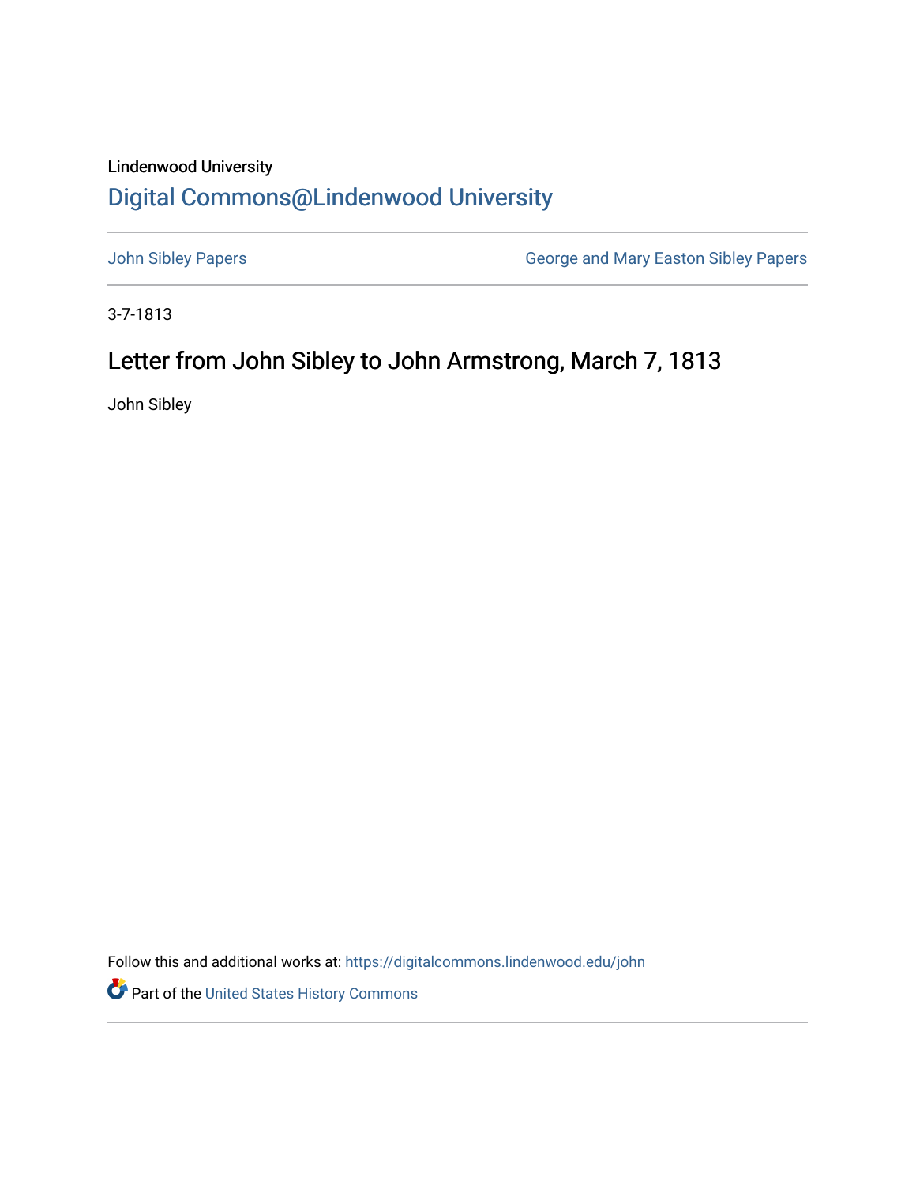Lindenwood University

# Digital Commons@Lindenwood University

John Sibley Papers | George and Mary Easton Sibley Papers

3-7-1813

## Letter from John Sibley to John Armstrong, March 7, 1813

John Sibley

Follow this and additional works at: https://digitalcommons.lindenwood.edu/john

Part of the United States History Commons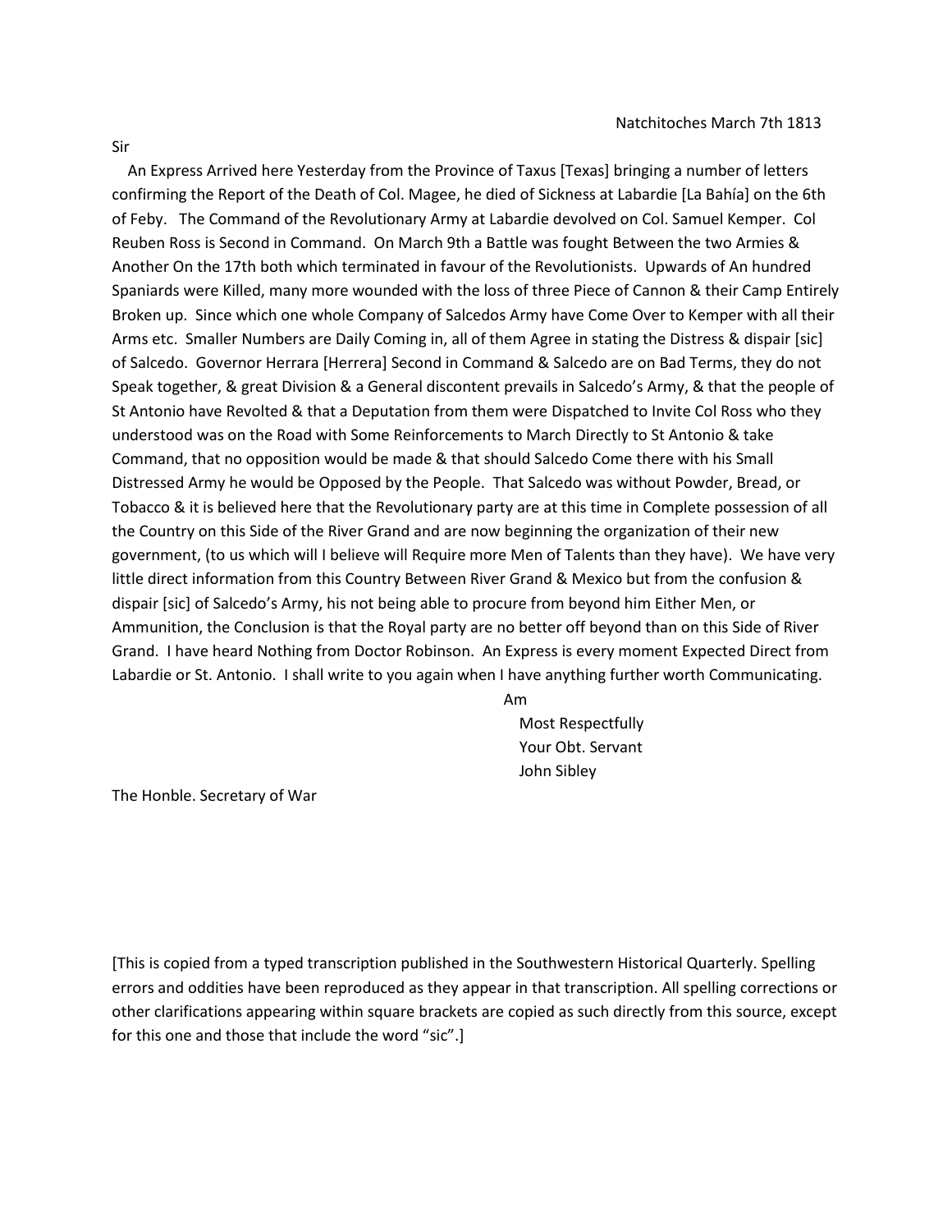Natchitoches March 7th 1813

Sir

An Express Arrived here Yesterday from the Province of Taxus [Texas] bringing a number of letters confirming the Report of the Death of Col. Magee, he died of Sickness at Labardie [La Bahía] on the 6th of Feby. The Command of the Revolutionary Army at Labardie devolved on Col. Samuel Kemper. Col Reuben Ross is Second in Command. On March 9th a Battle was fought Between the two Armies & Another On the 17th both which terminated in favour of the Revolutionists. Upwards of An hundred Spaniards were Killed, many more wounded with the loss of three Piece of Cannon & their Camp Entirely Broken up. Since which one whole Company of Salcedos Army have Come Over to Kemper with all their Arms etc. Smaller Numbers are Daily Coming in, all of them Agree in stating the Distress & dispair [sic] of Salcedo. Governor Herrara [Herrera] Second in Command & Salcedo are on Bad Terms, they do not Speak together, & great Division & a General discontent prevails in Salcedo's Army, & that the people of St Antonio have Revolted & that a Deputation from them were Dispatched to Invite Col Ross who they understood was on the Road with Some Reinforcements to March Directly to St Antonio & take Command, that no opposition would be made & that should Salcedo Come there with his Small Distressed Army he would be Opposed by the People. That Salcedo was without Powder, Bread, or Tobacco & it is believed here that the Revolutionary party are at this time in Complete possession of all the Country on this Side of the River Grand and are now beginning the organization of their new government, (to us which will I believe will Require more Men of Talents than they have). We have very little direct information from this Country Between River Grand & Mexico but from the confusion & dispair [sic] of Salcedo's Army, his not being able to procure from beyond him Either Men, or Ammunition, the Conclusion is that the Royal party are no better off beyond than on this Side of River Grand. I have heard Nothing from Doctor Robinson. An Express is every moment Expected Direct from Labardie or St. Antonio. I shall write to you again when I have anything further worth Communicating.

Am
Most Respectfully
Your Obt. Servant
John Sibley

The Honble. Secretary of War

[This is copied from a typed transcription published in the Southwestern Historical Quarterly. Spelling errors and oddities have been reproduced as they appear in that transcription. All spelling corrections or other clarifications appearing within square brackets are copied as such directly from this source, except for this one and those that include the word "sic".]